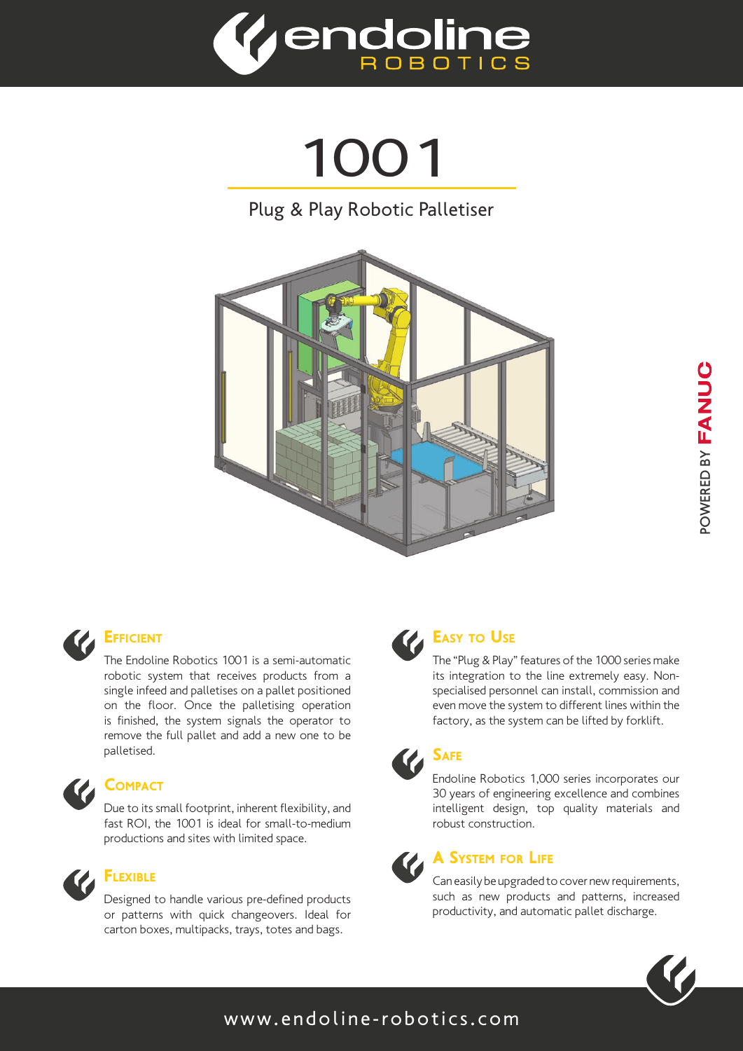# endoline ROBOTICS

# 1001

## Plug & Play Robotic Palletiser

POWERED BY FANUC

### Efficient

The Endoline Robotics 1001 is a semi-automatic robotic system that receives products from a single infeed and palletises on a pallet positioned on the floor. Once the palletising operation is finished, the system signals the operator to remove the full pallet and add a new one to be palletised.

### Compact

Due to its small footprint, inherent flexibility, and fast ROI, the 1001 is ideal for small-to-medium productions and sites with limited space.

### Flexible

Designed to handle various pre-defined products or patterns with quick changeovers. Ideal for carton boxes, multipacks, trays, totes and bags.

### Easy to Use

The "Plug & Play" features of the 1000 series make its integration to the line extremely easy. Non-specialised personnel can install, commission and even move the system to different lines within the factory, as the system can be lifted by forklift.

### Safe

Endoline Robotics 1,000 series incorporates our 30 years of engineering excellence and combines intelligent design, top quality materials and robust construction.

### A System for Life

Can easily be upgraded to cover new requirements, such as new products and patterns, increased productivity, and automatic pallet discharge.

www.endoline-robotics.com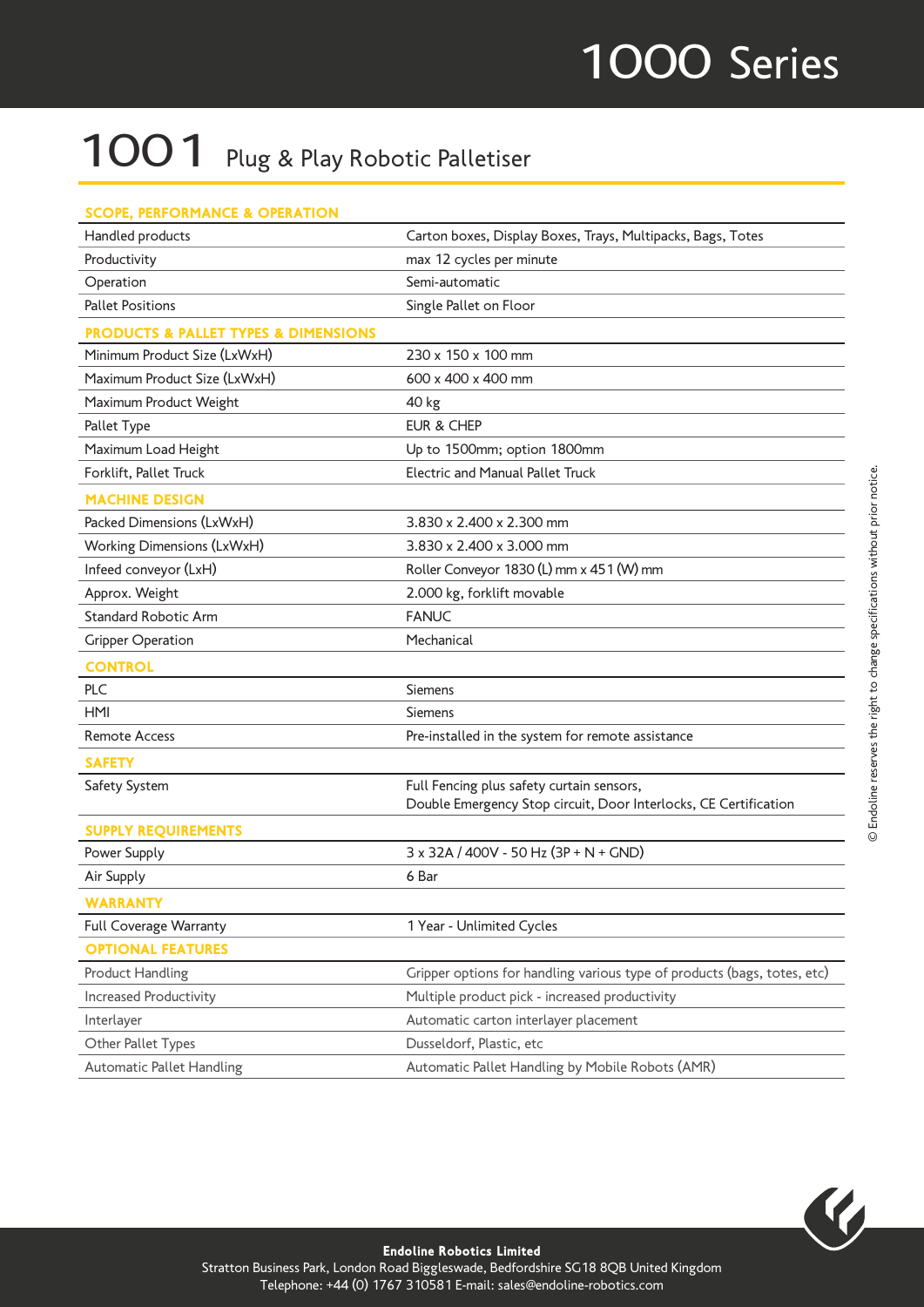# 1000 Series

## 1001 Plug & Play Robotic Palletiser

| | |
|---|---|
| **SCOPE, PERFORMANCE & OPERATION** | |
| Handled products | Carton boxes, Display Boxes, Trays, Multipacks, Bags, Totes |
| Productivity | max 12 cycles per minute |
| Operation | Semi-automatic |
| Pallet Positions | Single Pallet on Floor |
| **PRODUCTS & PALLET TYPES & DIMENSIONS** | |
| Minimum Product Size (LxWxH) | 230 x 150 x 100 mm |
| Maximum Product Size (LxWxH) | 600 x 400 x 400 mm |
| Maximum Product Weight | 40 kg |
| Pallet Type | EUR & CHEP |
| Maximum Load Height | Up to 1500mm; option 1800mm |
| Forklift, Pallet Truck | Electric and Manual Pallet Truck |
| **MACHINE DESIGN** | |
| Packed Dimensions (LxWxH) | 3.830 x 2.400 x 2.300 mm |
| Working Dimensions (LxWxH) | 3.830 x 2.400 x 3.000 mm |
| Infeed conveyor (LxH) | Roller Conveyor 1830 (L) mm x 451 (W) mm |
| Approx. Weight | 2.000 kg, forklift movable |
| Standard Robotic Arm | FANUC |
| Gripper Operation | Mechanical |
| **CONTROL** | |
| PLC | Siemens |
| HMI | Siemens |
| Remote Access | Pre-installed in the system for remote assistance |
| **SAFETY** | |
| Safety System | Full Fencing plus safety curtain sensors, Double Emergency Stop circuit, Door Interlocks, CE Certification |
| **SUPPLY REQUIREMENTS** | |
| Power Supply | 3 x 32A / 400V - 50 Hz (3P + N + GND) |
| Air Supply | 6 Bar |
| **WARRANTY** | |
| Full Coverage Warranty | 1 Year - Unlimited Cycles |
| **OPTIONAL FEATURES** | |
| Product Handling | Gripper options for handling various type of products (bags, totes, etc) |
| Increased Productivity | Multiple product pick - increased productivity |
| Interlayer | Automatic carton interlayer placement |
| Other Pallet Types | Dusseldorf, Plastic, etc |
| Automatic Pallet Handling | Automatic Pallet Handling by Mobile Robots (AMR) |

© Endoline reserves the right to change specifications without prior notice.

**Endoline Robotics Limited**
Stratton Business Park, London Road Biggleswade, Bedfordshire SG18 8QB United Kingdom
Telephone: +44 (0) 1767 310581 E-mail: sales@endoline-robotics.com